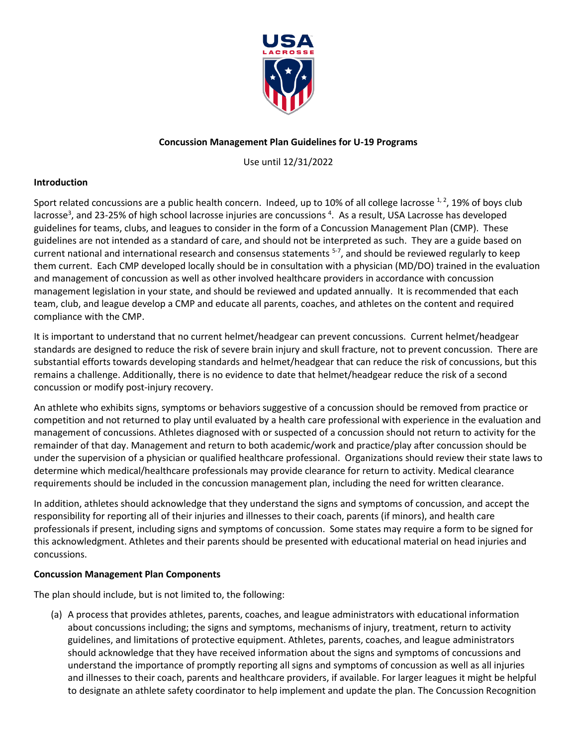**Concussion Management Plan Guidelines for U-19 Programs**

Use until 12/31/2022

**Introduction**

Sport related concussions are a public health concern. Indeed, up to 10% of all college lacrosse [1, 2], 19% of boys club lacrosse[3], and 23-25% of high school lacrosse injuries are concussions [4]. As a result, USA Lacrosse has developed guidelines for teams, clubs, and leagues to consider in the form of a Concussion Management Plan (CMP). These guidelines are not intended as a standard of care, and should not be interpreted as such. They are a guide based on current national and international research and consensus statements [5-7], and should be reviewed regularly to keep them current. Each CMP developed locally should be in consultation with a physician (MD/DO) trained in the evaluation and management of concussion as well as other involved healthcare providers in accordance with concussion management legislation in your state, and should be reviewed and updated annually. It is recommended that each team, club, and league develop a CMP and educate all parents, coaches, and athletes on the content and required compliance with the CMP.

It is important to understand that no current helmet/headgear can prevent concussions. Current helmet/headgear standards are designed to reduce the risk of severe brain injury and skull fracture, not to prevent concussion. There are substantial efforts towards developing standards and helmet/headgear that can reduce the risk of concussions, but this remains a challenge. Additionally, there is no evidence to date that helmet/headgear reduce the risk of a second concussion or modify post-injury recovery.

An athlete who exhibits signs, symptoms or behaviors suggestive of a concussion should be removed from practice or competition and not returned to play until evaluated by a health care professional with experience in the evaluation and management of concussions. Athletes diagnosed with or suspected of a concussion should not return to activity for the remainder of that day. Management and return to both academic/work and practice/play after concussion should be under the supervision of a physician or qualified healthcare professional. Organizations should review their state laws to determine which medical/healthcare professionals may provide clearance for return to activity. Medical clearance requirements should be included in the concussion management plan, including the need for written clearance.

In addition, athletes should acknowledge that they understand the signs and symptoms of concussion, and accept the responsibility for reporting all of their injuries and illnesses to their coach, parents (if minors), and health care professionals if present, including signs and symptoms of concussion. Some states may require a form to be signed for this acknowledgment. Athletes and their parents should be presented with educational material on head injuries and concussions.

**Concussion Management Plan Components**

The plan should include, but is not limited to, the following:

(a) A process that provides athletes, parents, coaches, and league administrators with educational information about concussions including; the signs and symptoms, mechanisms of injury, treatment, return to activity guidelines, and limitations of protective equipment. Athletes, parents, coaches, and league administrators should acknowledge that they have received information about the signs and symptoms of concussions and understand the importance of promptly reporting all signs and symptoms of concussion as well as all injuries and illnesses to their coach, parents and healthcare providers, if available. For larger leagues it might be helpful to designate an athlete safety coordinator to help implement and update the plan. The Concussion Recognition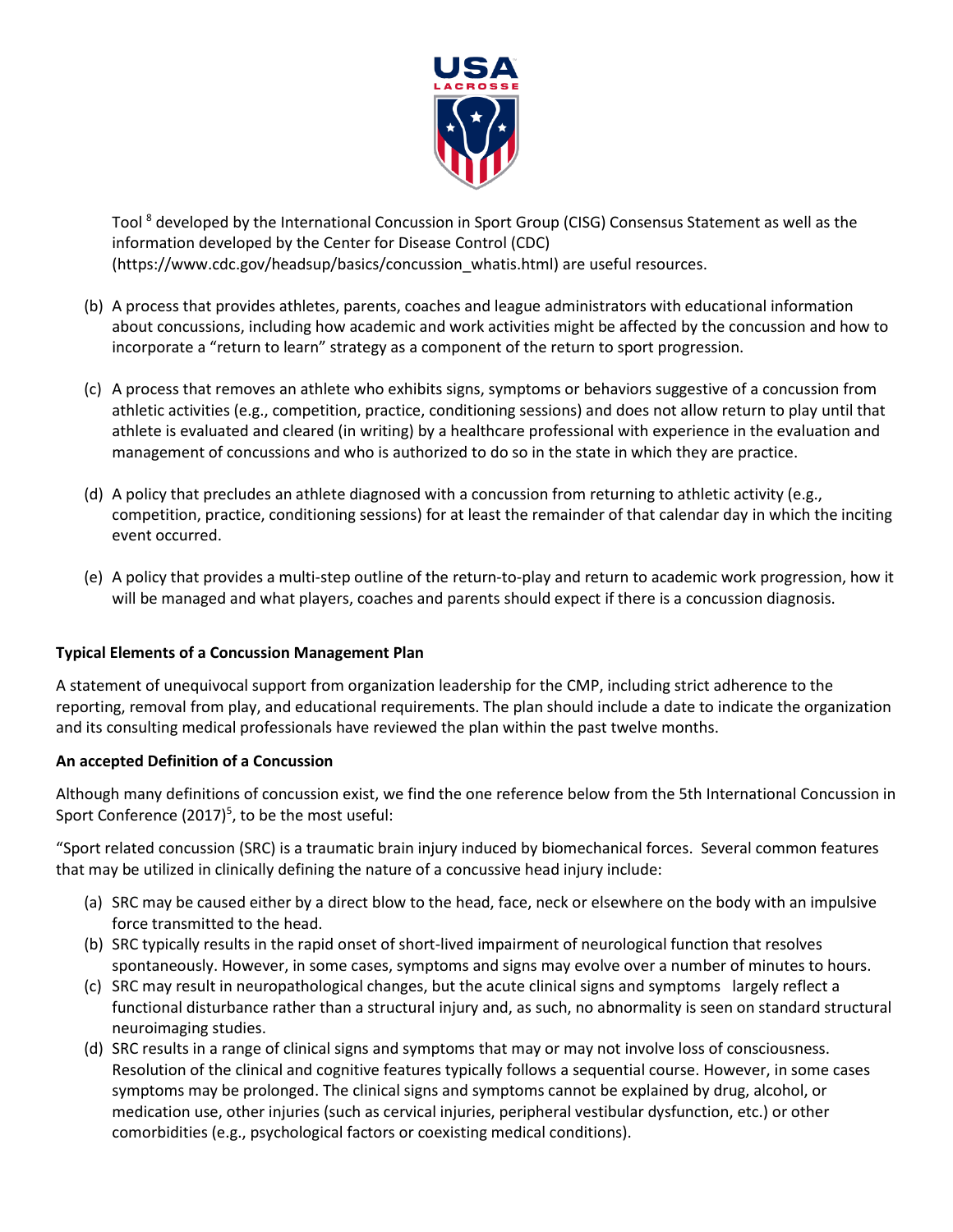Tool [8] developed by the International Concussion in Sport Group (CISG) Consensus Statement as well as the information developed by the Center for Disease Control (CDC) (https://www.cdc.gov/headsup/basics/concussion_whatis.html) are useful resources.

(b) A process that provides athletes, parents, coaches and league administrators with educational information about concussions, including how academic and work activities might be affected by the concussion and how to incorporate a "return to learn" strategy as a component of the return to sport progression.

(c) A process that removes an athlete who exhibits signs, symptoms or behaviors suggestive of a concussion from athletic activities (e.g., competition, practice, conditioning sessions) and does not allow return to play until that athlete is evaluated and cleared (in writing) by a healthcare professional with experience in the evaluation and management of concussions and who is authorized to do so in the state in which they are practice.

(d) A policy that precludes an athlete diagnosed with a concussion from returning to athletic activity (e.g., competition, practice, conditioning sessions) for at least the remainder of that calendar day in which the inciting event occurred.

(e) A policy that provides a multi-step outline of the return-to-play and return to academic work progression, how it will be managed and what players, coaches and parents should expect if there is a concussion diagnosis.

**Typical Elements of a Concussion Management Plan**

A statement of unequivocal support from organization leadership for the CMP, including strict adherence to the reporting, removal from play, and educational requirements. The plan should include a date to indicate the organization and its consulting medical professionals have reviewed the plan within the past twelve months.

**An accepted Definition of a Concussion**

Although many definitions of concussion exist, we find the one reference below from the 5th International Concussion in Sport Conference (2017)[5], to be the most useful:

"Sport related concussion (SRC) is a traumatic brain injury induced by biomechanical forces. Several common features that may be utilized in clinically defining the nature of a concussive head injury include:

(a) SRC may be caused either by a direct blow to the head, face, neck or elsewhere on the body with an impulsive force transmitted to the head.
(b) SRC typically results in the rapid onset of short-lived impairment of neurological function that resolves spontaneously. However, in some cases, symptoms and signs may evolve over a number of minutes to hours.
(c) SRC may result in neuropathological changes, but the acute clinical signs and symptoms largely reflect a functional disturbance rather than a structural injury and, as such, no abnormality is seen on standard structural neuroimaging studies.
(d) SRC results in a range of clinical signs and symptoms that may or may not involve loss of consciousness. Resolution of the clinical and cognitive features typically follows a sequential course. However, in some cases symptoms may be prolonged. The clinical signs and symptoms cannot be explained by drug, alcohol, or medication use, other injuries (such as cervical injuries, peripheral vestibular dysfunction, etc.) or other comorbidities (e.g., psychological factors or coexisting medical conditions).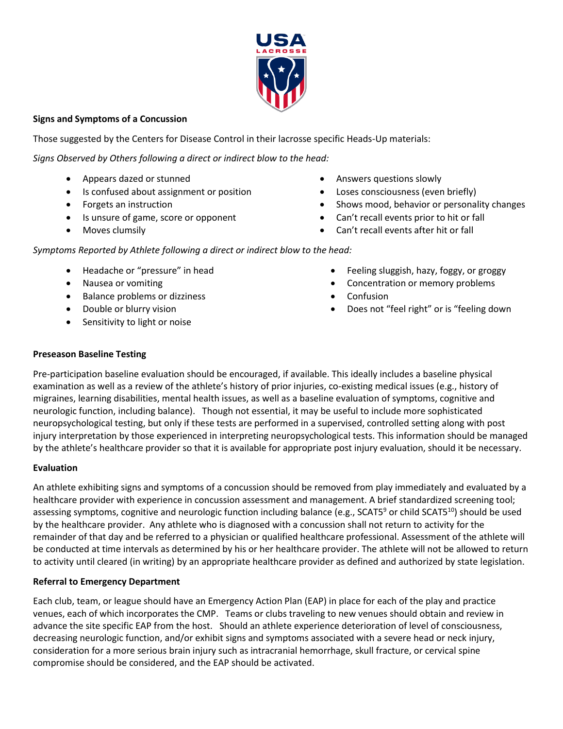**Signs and Symptoms of a Concussion**

Those suggested by the Centers for Disease Control in their lacrosse specific Heads-Up materials:

*Signs Observed by Others following a direct or indirect blow to the head:*

- Appears dazed or stunned
- Is confused about assignment or position
- Forgets an instruction
- Is unsure of game, score or opponent
- Moves clumsily
- Answers questions slowly
- Loses consciousness (even briefly)
- Shows mood, behavior or personality changes
- Can't recall events prior to hit or fall
- Can't recall events after hit or fall

*Symptoms Reported by Athlete following a direct or indirect blow to the head:*

- Headache or "pressure" in head
- Nausea or vomiting
- Balance problems or dizziness
- Double or blurry vision
- Sensitivity to light or noise
- Feeling sluggish, hazy, foggy, or groggy
- Concentration or memory problems
- Confusion
- Does not "feel right" or is "feeling down

**Preseason Baseline Testing**

Pre-participation baseline evaluation should be encouraged, if available. This ideally includes a baseline physical examination as well as a review of the athlete's history of prior injuries, co-existing medical issues (e.g., history of migraines, learning disabilities, mental health issues, as well as a baseline evaluation of symptoms, cognitive and neurologic function, including balance). Though not essential, it may be useful to include more sophisticated neuropsychological testing, but only if these tests are performed in a supervised, controlled setting along with post injury interpretation by those experienced in interpreting neuropsychological tests. This information should be managed by the athlete's healthcare provider so that it is available for appropriate post injury evaluation, should it be necessary.

**Evaluation**

An athlete exhibiting signs and symptoms of a concussion should be removed from play immediately and evaluated by a healthcare provider with experience in concussion assessment and management. A brief standardized screening tool; assessing symptoms, cognitive and neurologic function including balance (e.g., SCAT5[9] or child SCAT5[10]) should be used by the healthcare provider. Any athlete who is diagnosed with a concussion shall not return to activity for the remainder of that day and be referred to a physician or qualified healthcare professional. Assessment of the athlete will be conducted at time intervals as determined by his or her healthcare provider. The athlete will not be allowed to return to activity until cleared (in writing) by an appropriate healthcare provider as defined and authorized by state legislation.

**Referral to Emergency Department**

Each club, team, or league should have an Emergency Action Plan (EAP) in place for each of the play and practice venues, each of which incorporates the CMP. Teams or clubs traveling to new venues should obtain and review in advance the site specific EAP from the host. Should an athlete experience deterioration of level of consciousness, decreasing neurologic function, and/or exhibit signs and symptoms associated with a severe head or neck injury, consideration for a more serious brain injury such as intracranial hemorrhage, skull fracture, or cervical spine compromise should be considered, and the EAP should be activated.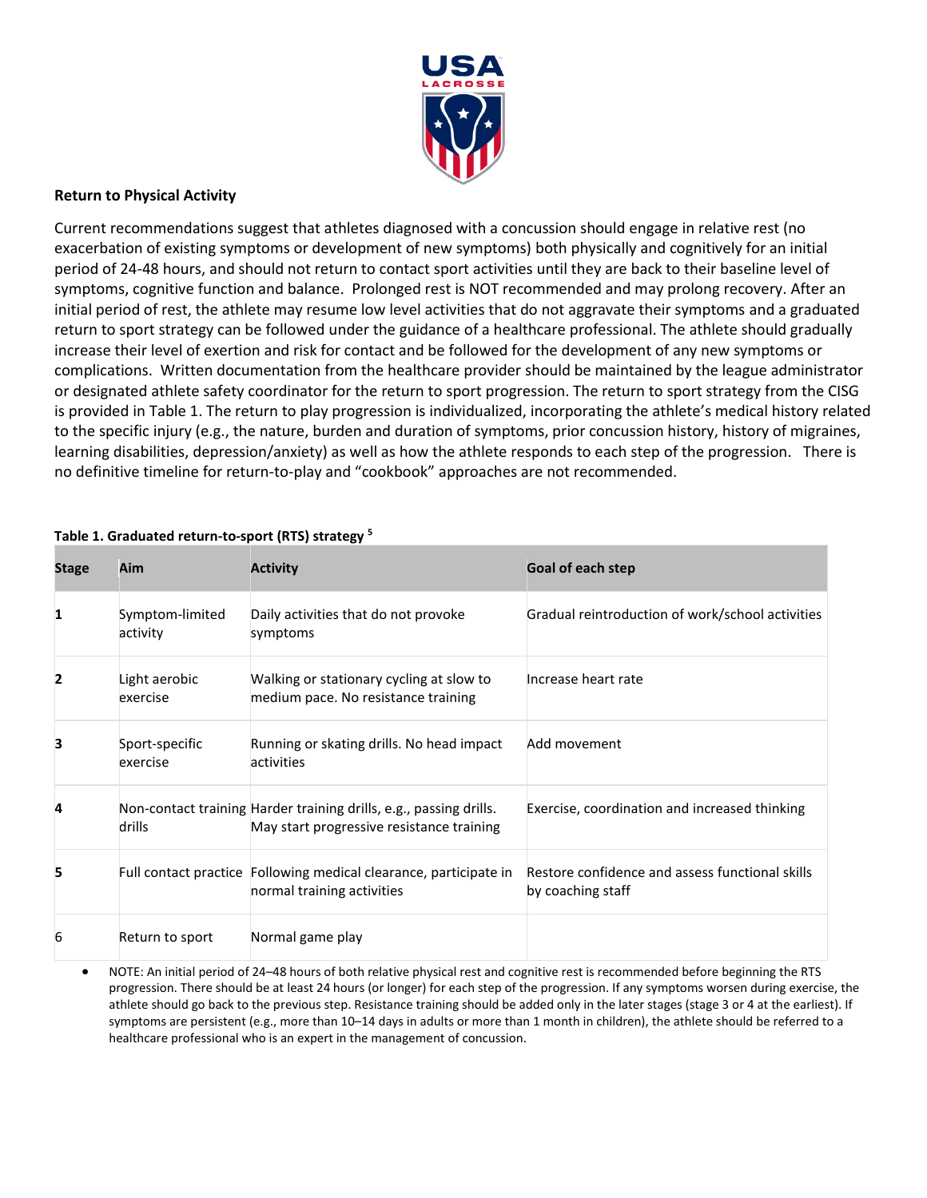**Return to Physical Activity**

Current recommendations suggest that athletes diagnosed with a concussion should engage in relative rest (no exacerbation of existing symptoms or development of new symptoms) both physically and cognitively for an initial period of 24-48 hours, and should not return to contact sport activities until they are back to their baseline level of symptoms, cognitive function and balance. Prolonged rest is NOT recommended and may prolong recovery. After an initial period of rest, the athlete may resume low level activities that do not aggravate their symptoms and a graduated return to sport strategy can be followed under the guidance of a healthcare professional. The athlete should gradually increase their level of exertion and risk for contact and be followed for the development of any new symptoms or complications. Written documentation from the healthcare provider should be maintained by the league administrator or designated athlete safety coordinator for the return to sport progression. The return to sport strategy from the CISG is provided in Table 1. The return to play progression is individualized, incorporating the athlete's medical history related to the specific injury (e.g., the nature, burden and duration of symptoms, prior concussion history, history of migraines, learning disabilities, depression/anxiety) as well as how the athlete responds to each step of the progression. There is no definitive timeline for return-to-play and "cookbook" approaches are not recommended.

**Table 1. Graduated return-to-sport (RTS) strategy [5]**

| Stage | Aim | Activity | Goal of each step |
|---|---|---|---|
| **1** | Symptom-limited activity | Daily activities that do not provoke symptoms | Gradual reintroduction of work/school activities |
| **2** | Light aerobic exercise | Walking or stationary cycling at slow to medium pace. No resistance training | Increase heart rate |
| **3** | Sport-specific exercise | Running or skating drills. No head impact activities | Add movement |
| **4** | Non-contact training drills | Harder training drills, e.g., passing drills. May start progressive resistance training | Exercise, coordination and increased thinking |
| **5** | Full contact practice | Following medical clearance, participate in normal training activities | Restore confidence and assess functional skills by coaching staff |
| 6 | Return to sport | Normal game play | |

- NOTE: An initial period of 24–48 hours of both relative physical rest and cognitive rest is recommended before beginning the RTS progression. There should be at least 24 hours (or longer) for each step of the progression. If any symptoms worsen during exercise, the athlete should go back to the previous step. Resistance training should be added only in the later stages (stage 3 or 4 at the earliest). If symptoms are persistent (e.g., more than 10–14 days in adults or more than 1 month in children), the athlete should be referred to a healthcare professional who is an expert in the management of concussion.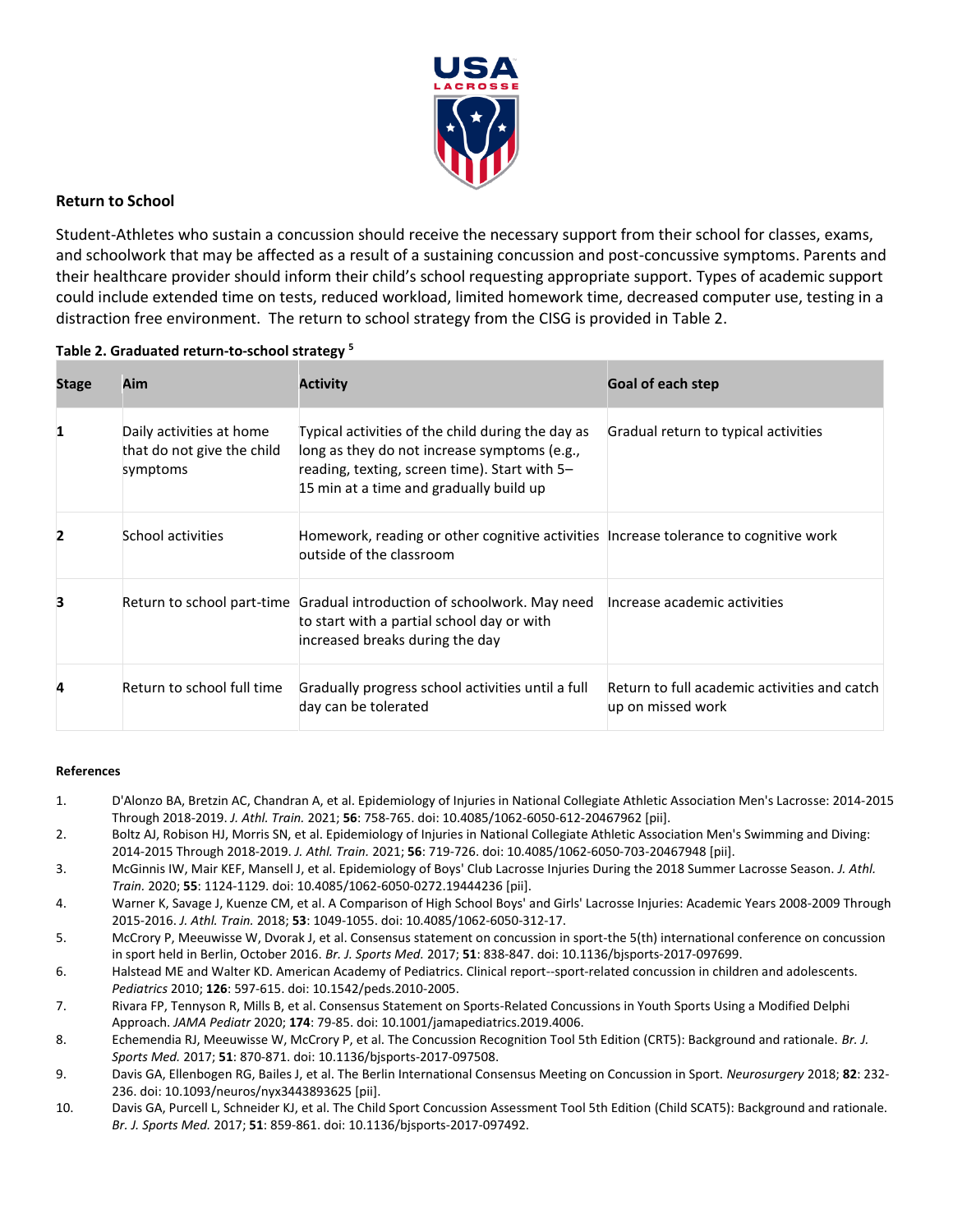## Return to School

Student-Athletes who sustain a concussion should receive the necessary support from their school for classes, exams, and schoolwork that may be affected as a result of a sustaining concussion and post-concussive symptoms. Parents and their healthcare provider should inform their child's school requesting appropriate support. Types of academic support could include extended time on tests, reduced workload, limited homework time, decreased computer use, testing in a distraction free environment. The return to school strategy from the CISG is provided in Table 2.

**Table 2. Graduated return-to-school strategy [5]**

| Stage | Aim | Activity | Goal of each step |
|---|---|---|---|
| 1 | Daily activities at home that do not give the child symptoms | Typical activities of the child during the day as long as they do not increase symptoms (e.g., reading, texting, screen time). Start with 5–15 min at a time and gradually build up | Gradual return to typical activities |
| 2 | School activities | Homework, reading or other cognitive activities outside of the classroom | Increase tolerance to cognitive work |
| 3 | Return to school part-time | Gradual introduction of schoolwork. May need to start with a partial school day or with increased breaks during the day | Increase academic activities |
| 4 | Return to school full time | Gradually progress school activities until a full day can be tolerated | Return to full academic activities and catch up on missed work |

**References**

1. D'Alonzo BA, Bretzin AC, Chandran A, et al. Epidemiology of Injuries in National Collegiate Athletic Association Men's Lacrosse: 2014-2015 Through 2018-2019. *J. Athl. Train.* 2021; **56**: 758-765. doi: 10.4085/1062-6050-612-20467962 [pii].
2. Boltz AJ, Robison HJ, Morris SN, et al. Epidemiology of Injuries in National Collegiate Athletic Association Men's Swimming and Diving: 2014-2015 Through 2018-2019. *J. Athl. Train.* 2021; **56**: 719-726. doi: 10.4085/1062-6050-703-20467948 [pii].
3. McGinnis IW, Mair KEF, Mansell J, et al. Epidemiology of Boys' Club Lacrosse Injuries During the 2018 Summer Lacrosse Season. *J. Athl. Train.* 2020; **55**: 1124-1129. doi: 10.4085/1062-6050-0272.19444236 [pii].
4. Warner K, Savage J, Kuenze CM, et al. A Comparison of High School Boys' and Girls' Lacrosse Injuries: Academic Years 2008-2009 Through 2015-2016. *J. Athl. Train.* 2018; **53**: 1049-1055. doi: 10.4085/1062-6050-312-17.
5. McCrory P, Meeuwisse W, Dvorak J, et al. Consensus statement on concussion in sport-the 5(th) international conference on concussion in sport held in Berlin, October 2016. *Br. J. Sports Med.* 2017; **51**: 838-847. doi: 10.1136/bjsports-2017-097699.
6. Halstead ME and Walter KD. American Academy of Pediatrics. Clinical report--sport-related concussion in children and adolescents. *Pediatrics* 2010; **126**: 597-615. doi: 10.1542/peds.2010-2005.
7. Rivara FP, Tennyson R, Mills B, et al. Consensus Statement on Sports-Related Concussions in Youth Sports Using a Modified Delphi Approach. *JAMA Pediatr* 2020; **174**: 79-85. doi: 10.1001/jamapediatrics.2019.4006.
8. Echemendia RJ, Meeuwisse W, McCrory P, et al. The Concussion Recognition Tool 5th Edition (CRT5): Background and rationale. *Br. J. Sports Med.* 2017; **51**: 870-871. doi: 10.1136/bjsports-2017-097508.
9. Davis GA, Ellenbogen RG, Bailes J, et al. The Berlin International Consensus Meeting on Concussion in Sport. *Neurosurgery* 2018; **82**: 232-236. doi: 10.1093/neuros/nyx3443893625 [pii].
10. Davis GA, Purcell L, Schneider KJ, et al. The Child Sport Concussion Assessment Tool 5th Edition (Child SCAT5): Background and rationale. *Br. J. Sports Med.* 2017; **51**: 859-861. doi: 10.1136/bjsports-2017-097492.